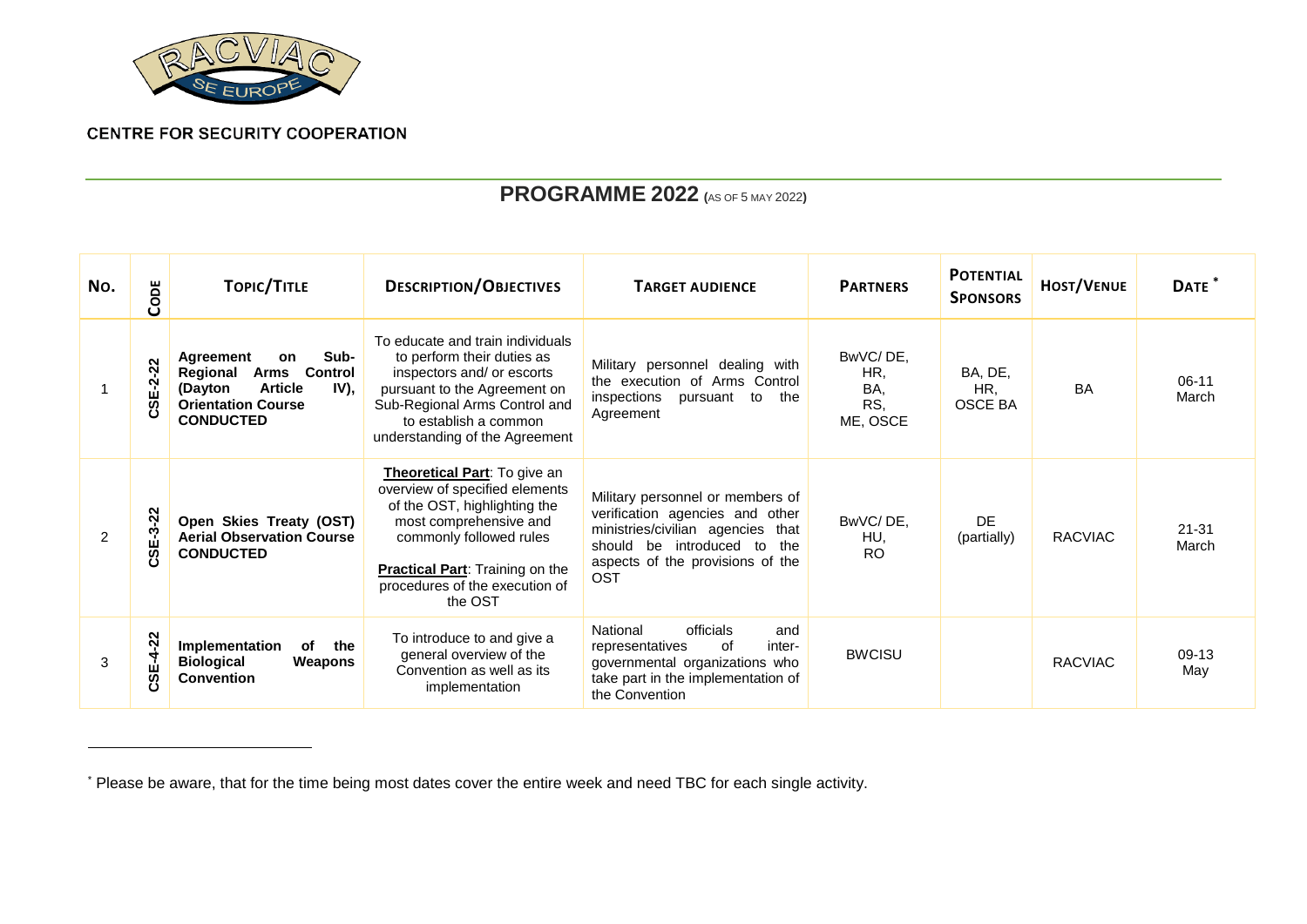CENTRE FOR SECURITY COOPERATION

# PROGRAMME 2022 (AS OF 5 MAY 2022)

| No. | Code | Topic/Title | Description/Objectives | Target audience | Partners | Potential Sponsors | Host/Venue | Date * |
|---|---|---|---|---|---|---|---|---|
| 1 | CSE-2-22 | **Agreement on Sub-Regional Arms Control (Dayton Article IV), Orientation Course CONDUCTED** | To educate and train individuals to perform their duties as inspectors and/ or escorts pursuant to the Agreement on Sub-Regional Arms Control and to establish a common understanding of the Agreement | Military personnel dealing with the execution of Arms Control inspections pursuant to the Agreement | BwVC/ DE, HR, BA, RS, ME, OSCE | BA, DE, HR, OSCE BA | BA | 06-11 March |
| 2 | CSE-3-22 | **Open Skies Treaty (OST) Aerial Observation Course CONDUCTED** | **Theoretical Part**: To give an overview of specified elements of the OST, highlighting the most comprehensive and commonly followed rules<br>**Practical Part**: Training on the procedures of the execution of the OST | Military personnel or members of verification agencies and other ministries/civilian agencies that should be introduced to the aspects of the provisions of the OST | BwVC/ DE, HU, RO | DE (partially) | RACVIAC | 21-31 March |
| 3 | CSE-4-22 | **Implementation of the Biological Weapons Convention** | To introduce to and give a general overview of the Convention as well as its implementation | National officials and representatives of inter-governmental organizations who take part in the implementation of the Convention | BWCISU | | RACVIAC | 09-13 May |

* Please be aware, that for the time being most dates cover the entire week and need TBC for each single activity.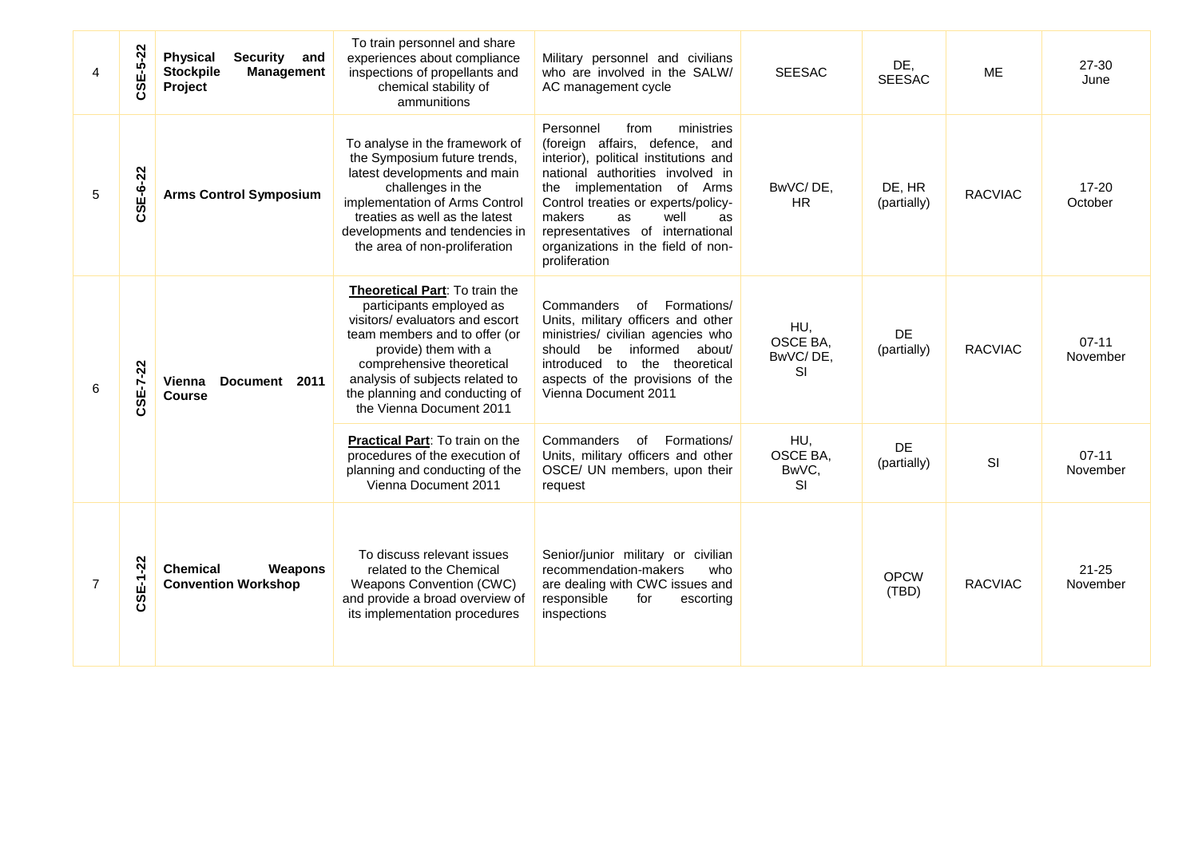| | | | | | | | | |
|---|---|---|---|---|---|---|---|---|
| 4 | CSE-5-22 | **Physical Security and Stockpile Management Project** | To train personnel and share experiences about compliance inspections of propellants and chemical stability of ammunitions | Military personnel and civilians who are involved in the SALW/ AC management cycle | SEESAC | DE, SEESAC | ME | 27-30 June |
| 5 | CSE-6-22 | **Arms Control Symposium** | To analyse in the framework of the Symposium future trends, latest developments and main challenges in the implementation of Arms Control treaties as well as the latest developments and tendencies in the area of non-proliferation | Personnel from ministries (foreign affairs, defence, and interior), political institutions and national authorities involved in the implementation of Arms Control treaties or experts/policy-makers as well as representatives of international organizations in the field of non-proliferation | BwVC/ DE, HR | DE, HR (partially) | RACVIAC | 17-20 October |
| 6 | CSE-7-22 | **Vienna Document 2011 Course** | **Theoretical Part**: To train the participants employed as visitors/ evaluators and escort team members and to offer (or provide) them with a comprehensive theoretical analysis of subjects related to the planning and conducting of the Vienna Document 2011 | Commanders of Formations/ Units, military officers and other ministries/ civilian agencies who should be informed about/ introduced to the theoretical aspects of the provisions of the Vienna Document 2011 | HU, OSCE BA, BwVC/ DE, SI | DE (partially) | RACVIAC | 07-11 November |
| | | | **Practical Part**: To train on the procedures of the execution of planning and conducting of the Vienna Document 2011 | Commanders of Formations/ Units, military officers and other OSCE/ UN members, upon their request | HU, OSCE BA, BwVC, SI | DE (partially) | SI | 07-11 November |
| 7 | CSE-1-22 | **Chemical Weapons Convention Workshop** | To discuss relevant issues related to the Chemical Weapons Convention (CWC) and provide a broad overview of its implementation procedures | Senior/junior military or civilian recommendation-makers who are dealing with CWC issues and responsible for escorting inspections | | OPCW (TBD) | RACVIAC | 21-25 November |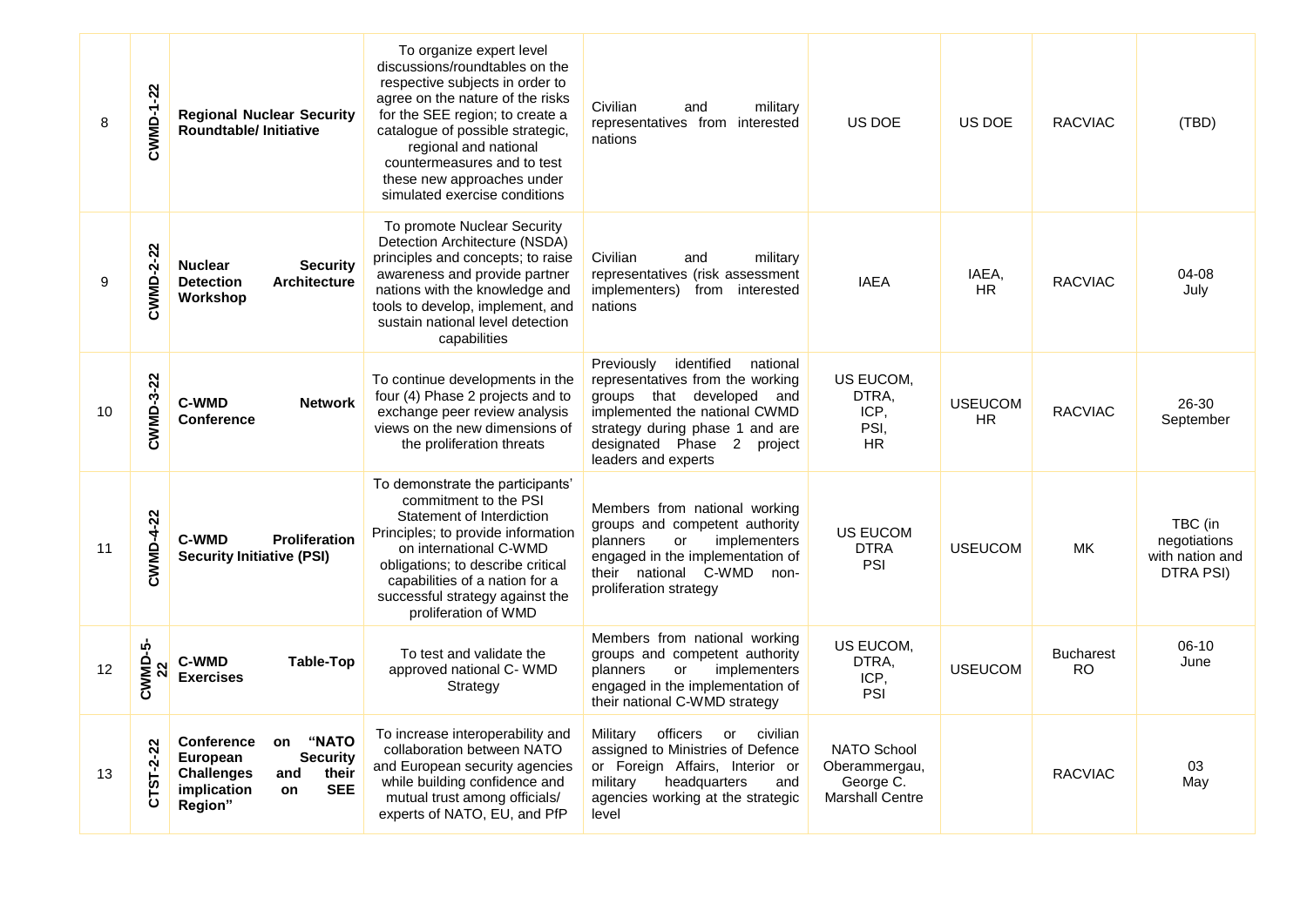| | | | | | | | | |
|---|---|---|---|---|---|---|---|---|
| 8 | CWMD-1-22 | **Regional Nuclear Security Roundtable/ Initiative** | To organize expert level discussions/roundtables on the respective subjects in order to agree on the nature of the risks for the SEE region; to create a catalogue of possible strategic, regional and national countermeasures and to test these new approaches under simulated exercise conditions | Civilian and military representatives from interested nations | US DOE | US DOE | RACVIAC | (TBD) |
| 9 | CWMD-2-22 | **Nuclear Security Detection Architecture Workshop** | To promote Nuclear Security Detection Architecture (NSDA) principles and concepts; to raise awareness and provide partner nations with the knowledge and tools to develop, implement, and sustain national level detection capabilities | Civilian and military representatives (risk assessment implementers) from interested nations | IAEA | IAEA, HR | RACVIAC | 04-08 July |
| 10 | CWMD-3-22 | **C-WMD Network Conference** | To continue developments in the four (4) Phase 2 projects and to exchange peer review analysis views on the new dimensions of the proliferation threats | Previously identified national representatives from the working groups that developed and implemented the national CWMD strategy during phase 1 and are designated Phase 2 project leaders and experts | US EUCOM, DTRA, ICP, PSI, HR | USEUCOM HR | RACVIAC | 26-30 September |
| 11 | CWMD-4-22 | **C-WMD Proliferation Security Initiative (PSI)** | To demonstrate the participants' commitment to the PSI Statement of Interdiction Principles; to provide information on international C-WMD obligations; to describe critical capabilities of a nation for a successful strategy against the proliferation of WMD | Members from national working groups and competent authority planners or implementers engaged in the implementation of their national C-WMD non-proliferation strategy | US EUCOM DTRA PSI | USEUCOM | MK | TBC (in negotiations with nation and DTRA PSI) |
| 12 | CWMD-5-22 | **C-WMD Table-Top Exercises** | To test and validate the approved national C- WMD Strategy | Members from national working groups and competent authority planners or implementers engaged in the implementation of their national C-WMD strategy | US EUCOM, DTRA, ICP, PSI | USEUCOM | Bucharest RO | 06-10 June |
| 13 | CTST-2-22 | **Conference on "NATO European Security Challenges and their implication on SEE Region"** | To increase interoperability and collaboration between NATO and European security agencies while building confidence and mutual trust among officials/ experts of NATO, EU, and PfP | Military officers or civilian assigned to Ministries of Defence or Foreign Affairs, Interior or military headquarters and agencies working at the strategic level | NATO School Oberammergau, George C. Marshall Centre | | RACVIAC | 03 May |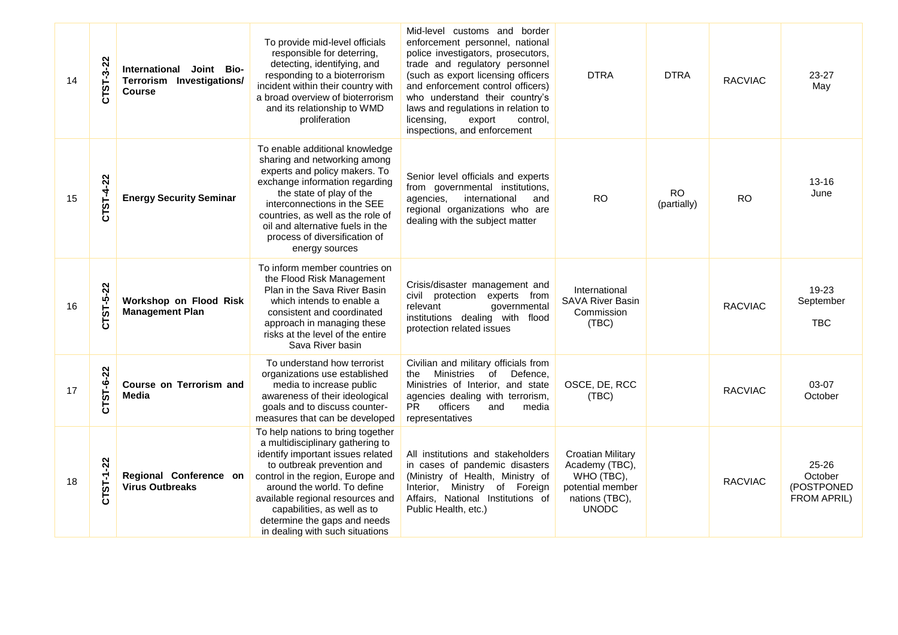| | | | | | | | | |
|---|---|---|---|---|---|---|---|---|
| 14 | CTST-3-22 | **International Joint Bio-Terrorism Investigations/ Course** | To provide mid-level officials responsible for deterring, detecting, identifying, and responding to a bioterrorism incident within their country with a broad overview of bioterrorism and its relationship to WMD proliferation | Mid-level customs and border enforcement personnel, national police investigators, prosecutors, trade and regulatory personnel (such as export licensing officers and enforcement control officers) who understand their country's laws and regulations in relation to licensing, export control, inspections, and enforcement | DTRA | DTRA | RACVIAC | 23-27 May |
| 15 | CTST-4-22 | **Energy Security Seminar** | To enable additional knowledge sharing and networking among experts and policy makers. To exchange information regarding the state of play of the interconnections in the SEE countries, as well as the role of oil and alternative fuels in the process of diversification of energy sources | Senior level officials and experts from governmental institutions, agencies, international and regional organizations who are dealing with the subject matter | RO | RO (partially) | RO | 13-16 June |
| 16 | CTST-5-22 | **Workshop on Flood Risk Management Plan** | To inform member countries on the Flood Risk Management Plan in the Sava River Basin which intends to enable a consistent and coordinated approach in managing these risks at the level of the entire Sava River basin | Crisis/disaster management and civil protection experts from relevant governmental institutions dealing with flood protection related issues | International SAVA River Basin Commission (TBC) | | RACVIAC | 19-23 September TBC |
| 17 | CTST-6-22 | **Course on Terrorism and Media** | To understand how terrorist organizations use established media to increase public awareness of their ideological goals and to discuss counter-measures that can be developed | Civilian and military officials from the Ministries of Defence, Ministries of Interior, and state agencies dealing with terrorism, PR officers and media representatives | OSCE, DE, RCC (TBC) | | RACVIAC | 03-07 October |
| 18 | CTST-1-22 | **Regional Conference on Virus Outbreaks** | To help nations to bring together a multidisciplinary gathering to identify important issues related to outbreak prevention and control in the region, Europe and around the world. To define available regional resources and capabilities, as well as to determine the gaps and needs in dealing with such situations | All institutions and stakeholders in cases of pandemic disasters (Ministry of Health, Ministry of Interior, Ministry of Foreign Affairs, National Institutions of Public Health, etc.) | Croatian Military Academy (TBC), WHO (TBC), potential member nations (TBC), UNODC | | RACVIAC | 25-26 October (POSTPONED FROM APRIL) |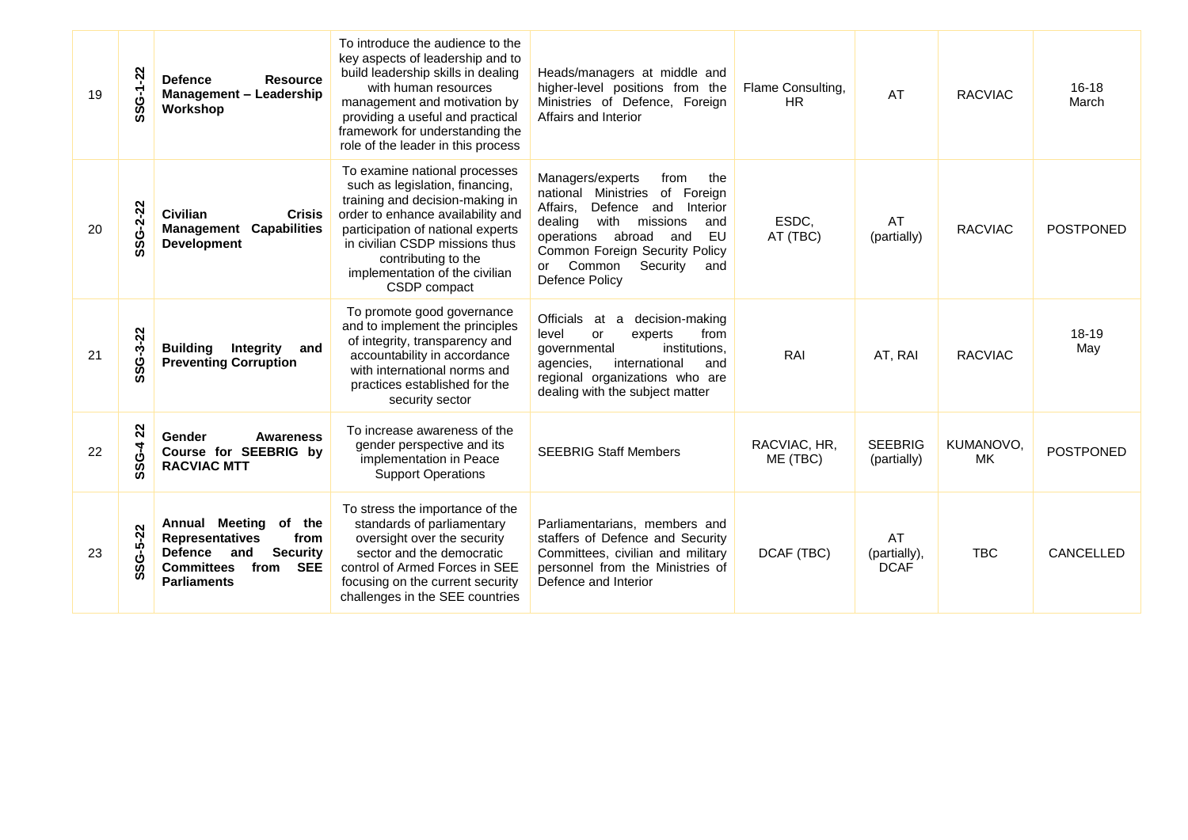| | | | | | | | | |
|---|---|---|---|---|---|---|---|---|
| 19 | **SSG-1-22** | **Defence Resource Management – Leadership Workshop** | To introduce the audience to the key aspects of leadership and to build leadership skills in dealing with human resources management and motivation by providing a useful and practical framework for understanding the role of the leader in this process | Heads/managers at middle and higher-level positions from the Ministries of Defence, Foreign Affairs and Interior | Flame Consulting, HR | AT | RACVIAC | 16-18 March |
| 20 | **SSG-2-22** | **Civilian Crisis Management Capabilities Development** | To examine national processes such as legislation, financing, training and decision-making in order to enhance availability and participation of national experts in civilian CSDP missions thus contributing to the implementation of the civilian CSDP compact | Managers/experts from the national Ministries of Foreign Affairs, Defence and Interior dealing with missions and operations abroad and EU Common Foreign Security Policy or Common Security and Defence Policy | ESDC, AT (TBC) | AT (partially) | RACVIAC | POSTPONED |
| 21 | **SSG-3-22** | **Building Integrity and Preventing Corruption** | To promote good governance and to implement the principles of integrity, transparency and accountability in accordance with international norms and practices established for the security sector | Officials at a decision-making level or experts from governmental institutions, agencies, international and regional organizations who are dealing with the subject matter | RAI | AT, RAI | RACVIAC | 18-19 May |
| 22 | **SSG-4 22** | **Gender Awareness Course for SEEBRIG by RACVIAC MTT** | To increase awareness of the gender perspective and its implementation in Peace Support Operations | SEEBRIG Staff Members | RACVIAC, HR, ME (TBC) | SEEBRIG (partially) | KUMANOVO, MK | POSTPONED |
| 23 | **SSG-5-22** | **Annual Meeting of the Representatives from Defence and Security Committees from SEE Parliaments** | To stress the importance of the standards of parliamentary oversight over the security sector and the democratic control of Armed Forces in SEE focusing on the current security challenges in the SEE countries | Parliamentarians, members and staffers of Defence and Security Committees, civilian and military personnel from the Ministries of Defence and Interior | DCAF (TBC) | AT (partially), DCAF | TBC | CANCELLED |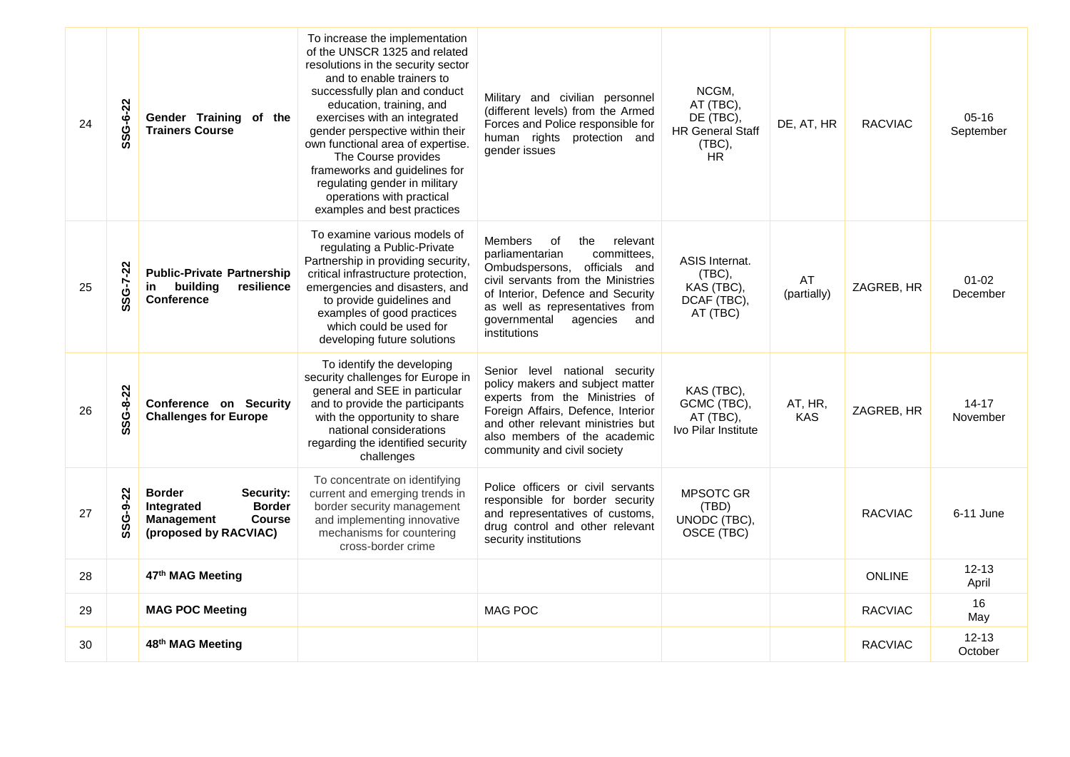| | | | | | | | | |
|---|---|---|---|---|---|---|---|---|
| 24 | SSG-6-22 | **Gender Training of the Trainers Course** | To increase the implementation of the UNSCR 1325 and related resolutions in the security sector and to enable trainers to successfully plan and conduct education, training, and exercises with an integrated gender perspective within their own functional area of expertise. The Course provides frameworks and guidelines for regulating gender in military operations with practical examples and best practices | Military and civilian personnel (different levels) from the Armed Forces and Police responsible for human rights protection and gender issues | NCGM, AT (TBC), DE (TBC), HR General Staff (TBC), HR | DE, AT, HR | RACVIAC | 05-16 September |
| 25 | SSG-7-22 | **Public-Private Partnership in building resilience Conference** | To examine various models of regulating a Public-Private Partnership in providing security, critical infrastructure protection, emergencies and disasters, and to provide guidelines and examples of good practices which could be used for developing future solutions | Members of the relevant parliamentarian committees, Ombudspersons, officials and civil servants from the Ministries of Interior, Defence and Security as well as representatives from governmental agencies and institutions | ASIS Internat. (TBC), KAS (TBC), DCAF (TBC), AT (TBC) | AT (partially) | ZAGREB, HR | 01-02 December |
| 26 | SSG-8-22 | **Conference on Security Challenges for Europe** | To identify the developing security challenges for Europe in general and SEE in particular and to provide the participants with the opportunity to share national considerations regarding the identified security challenges | Senior level national security policy makers and subject matter experts from the Ministries of Foreign Affairs, Defence, Interior and other relevant ministries but also members of the academic community and civil society | KAS (TBC), GCMC (TBC), AT (TBC), Ivo Pilar Institute | AT, HR, KAS | ZAGREB, HR | 14-17 November |
| 27 | SSG-9-22 | **Border Security: Integrated Border Management Course (proposed by RACVIAC)** | To concentrate on identifying current and emerging trends in border security management and implementing innovative mechanisms for countering cross-border crime | Police officers or civil servants responsible for border security and representatives of customs, drug control and other relevant security institutions | MPSOTC GR (TBD) UNODC (TBC), OSCE (TBC) | | RACVIAC | 6-11 June |
| 28 | | **47th MAG Meeting** | | | | | ONLINE | 12-13 April |
| 29 | | **MAG POC Meeting** | | MAG POC | | | RACVIAC | 16 May |
| 30 | | **48th MAG Meeting** | | | | | RACVIAC | 12-13 October |